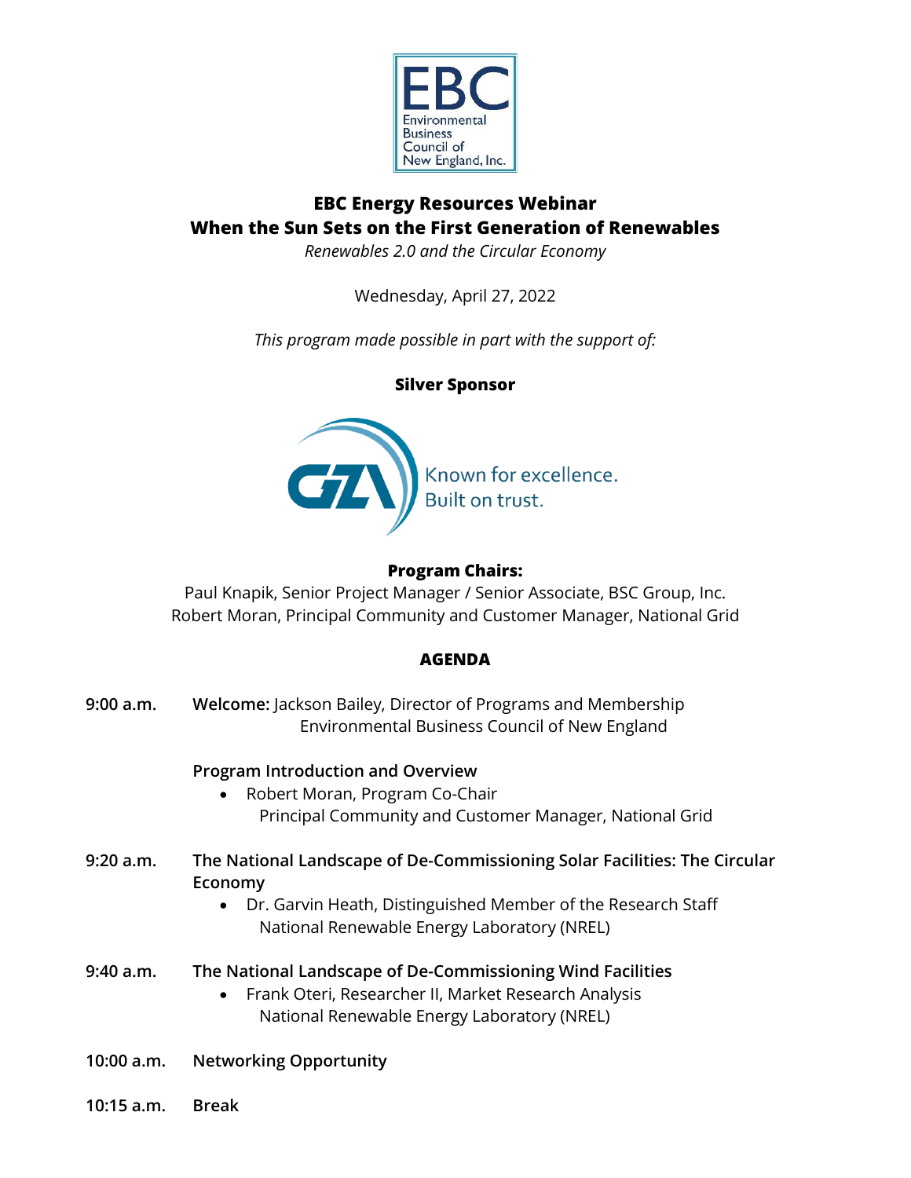# EBC Energy Resources Webinar
# When the Sun Sets on the First Generation of Renewables

*Renewables 2.0 and the Circular Economy*

Wednesday, April 27, 2022

*This program made possible in part with the support of:*

**Silver Sponsor**

GZA Known for excellence. Built on trust.

**Program Chairs:**

Paul Knapik, Senior Project Manager / Senior Associate, BSC Group, Inc.
Robert Moran, Principal Community and Customer Manager, National Grid

## AGENDA

**9:00 a.m.** **Welcome:** Jackson Bailey, Director of Programs and Membership
Environmental Business Council of New England

**Program Introduction and Overview**

- Robert Moran, Program Co-Chair
  Principal Community and Customer Manager, National Grid

**9:20 a.m.** **The National Landscape of De-Commissioning Solar Facilities: The Circular Economy**

- Dr. Garvin Heath, Distinguished Member of the Research Staff
  National Renewable Energy Laboratory (NREL)

**9:40 a.m.** **The National Landscape of De-Commissioning Wind Facilities**

- Frank Oteri, Researcher II, Market Research Analysis
  National Renewable Energy Laboratory (NREL)

**10:00 a.m.** **Networking Opportunity**

**10:15 a.m.** **Break**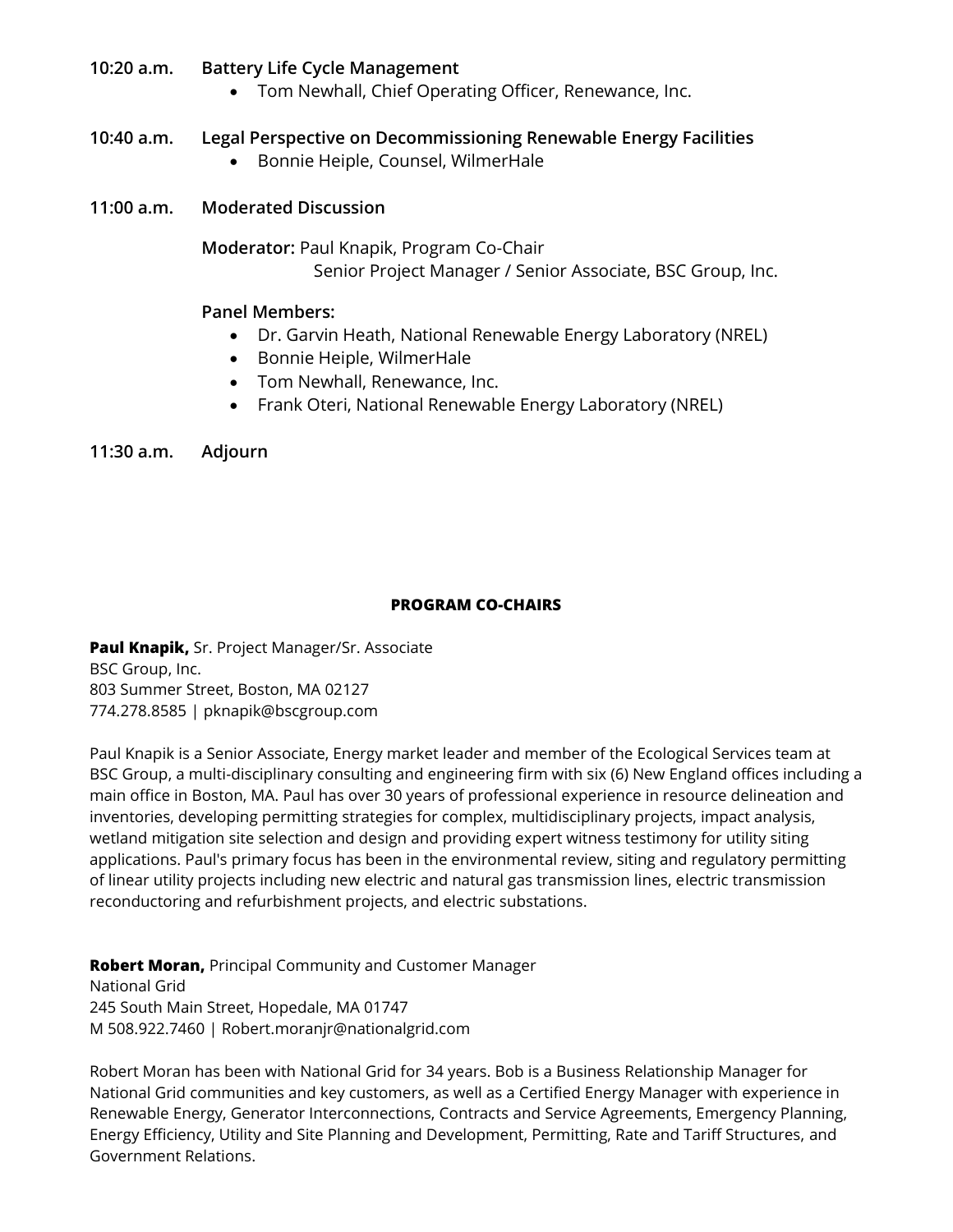**10:20 a.m.** **Battery Life Cycle Management**

- Tom Newhall, Chief Operating Officer, Renewance, Inc.

**10:40 a.m.** **Legal Perspective on Decommissioning Renewable Energy Facilities**

- Bonnie Heiple, Counsel, WilmerHale

**11:00 a.m.** **Moderated Discussion**

**Moderator:** Paul Knapik, Program Co-Chair
Senior Project Manager / Senior Associate, BSC Group, Inc.

**Panel Members:**

- Dr. Garvin Heath, National Renewable Energy Laboratory (NREL)
- Bonnie Heiple, WilmerHale
- Tom Newhall, Renewance, Inc.
- Frank Oteri, National Renewable Energy Laboratory (NREL)

**11:30 a.m.** **Adjourn**

## PROGRAM CO-CHAIRS

**Paul Knapik,** Sr. Project Manager/Sr. Associate
BSC Group, Inc.
803 Summer Street, Boston, MA 02127
774.278.8585 | pknapik@bscgroup.com

Paul Knapik is a Senior Associate, Energy market leader and member of the Ecological Services team at BSC Group, a multi-disciplinary consulting and engineering firm with six (6) New England offices including a main office in Boston, MA. Paul has over 30 years of professional experience in resource delineation and inventories, developing permitting strategies for complex, multidisciplinary projects, impact analysis, wetland mitigation site selection and design and providing expert witness testimony for utility siting applications. Paul's primary focus has been in the environmental review, siting and regulatory permitting of linear utility projects including new electric and natural gas transmission lines, electric transmission reconductoring and refurbishment projects, and electric substations.

**Robert Moran,** Principal Community and Customer Manager
National Grid
245 South Main Street, Hopedale, MA 01747
M 508.922.7460 | Robert.moranjr@nationalgrid.com

Robert Moran has been with National Grid for 34 years. Bob is a Business Relationship Manager for National Grid communities and key customers, as well as a Certified Energy Manager with experience in Renewable Energy, Generator Interconnections, Contracts and Service Agreements, Emergency Planning, Energy Efficiency, Utility and Site Planning and Development, Permitting, Rate and Tariff Structures, and Government Relations.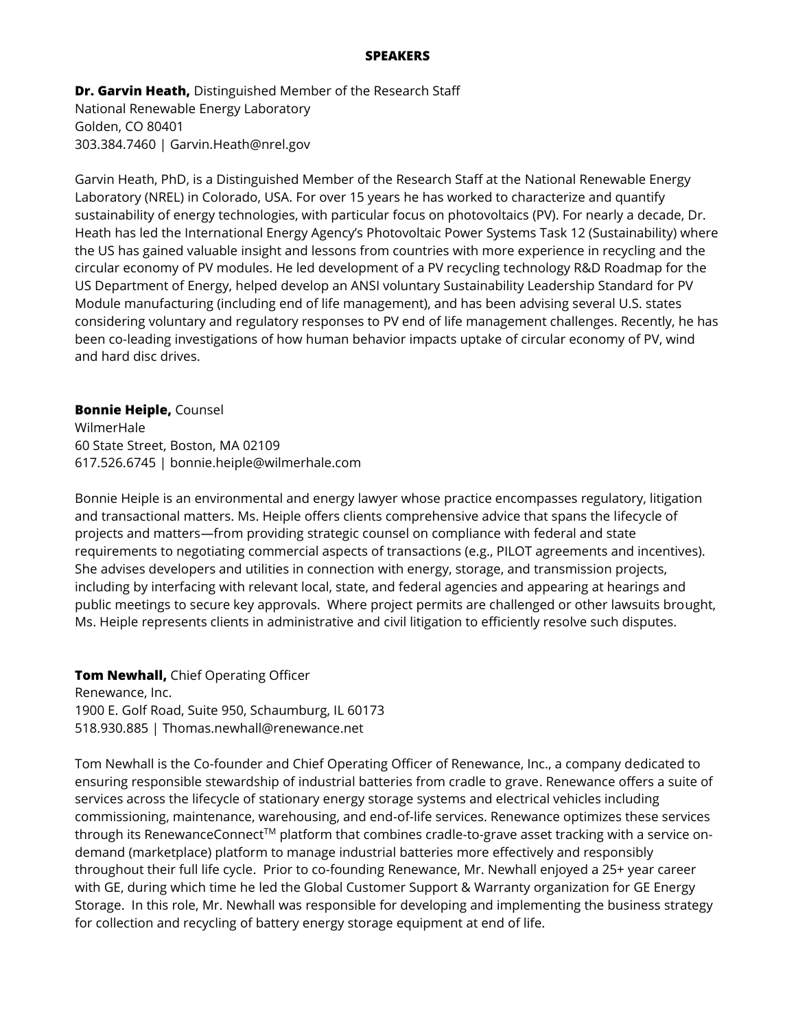## SPEAKERS

**Dr. Garvin Heath,** Distinguished Member of the Research Staff
National Renewable Energy Laboratory
Golden, CO 80401
303.384.7460 | Garvin.Heath@nrel.gov

Garvin Heath, PhD, is a Distinguished Member of the Research Staff at the National Renewable Energy Laboratory (NREL) in Colorado, USA. For over 15 years he has worked to characterize and quantify sustainability of energy technologies, with particular focus on photovoltaics (PV). For nearly a decade, Dr. Heath has led the International Energy Agency's Photovoltaic Power Systems Task 12 (Sustainability) where the US has gained valuable insight and lessons from countries with more experience in recycling and the circular economy of PV modules. He led development of a PV recycling technology R&D Roadmap for the US Department of Energy, helped develop an ANSI voluntary Sustainability Leadership Standard for PV Module manufacturing (including end of life management), and has been advising several U.S. states considering voluntary and regulatory responses to PV end of life management challenges. Recently, he has been co-leading investigations of how human behavior impacts uptake of circular economy of PV, wind and hard disc drives.

**Bonnie Heiple,** Counsel
WilmerHale
60 State Street, Boston, MA 02109
617.526.6745 | bonnie.heiple@wilmerhale.com

Bonnie Heiple is an environmental and energy lawyer whose practice encompasses regulatory, litigation and transactional matters. Ms. Heiple offers clients comprehensive advice that spans the lifecycle of projects and matters—from providing strategic counsel on compliance with federal and state requirements to negotiating commercial aspects of transactions (e.g., PILOT agreements and incentives). She advises developers and utilities in connection with energy, storage, and transmission projects, including by interfacing with relevant local, state, and federal agencies and appearing at hearings and public meetings to secure key approvals. Where project permits are challenged or other lawsuits brought, Ms. Heiple represents clients in administrative and civil litigation to efficiently resolve such disputes.

**Tom Newhall,** Chief Operating Officer
Renewance, Inc.
1900 E. Golf Road, Suite 950, Schaumburg, IL 60173
518.930.885 | Thomas.newhall@renewance.net

Tom Newhall is the Co-founder and Chief Operating Officer of Renewance, Inc., a company dedicated to ensuring responsible stewardship of industrial batteries from cradle to grave. Renewance offers a suite of services across the lifecycle of stationary energy storage systems and electrical vehicles including commissioning, maintenance, warehousing, and end-of-life services. Renewance optimizes these services through its RenewanceConnect™ platform that combines cradle-to-grave asset tracking with a service on-demand (marketplace) platform to manage industrial batteries more effectively and responsibly throughout their full life cycle. Prior to co-founding Renewance, Mr. Newhall enjoyed a 25+ year career with GE, during which time he led the Global Customer Support & Warranty organization for GE Energy Storage. In this role, Mr. Newhall was responsible for developing and implementing the business strategy for collection and recycling of battery energy storage equipment at end of life.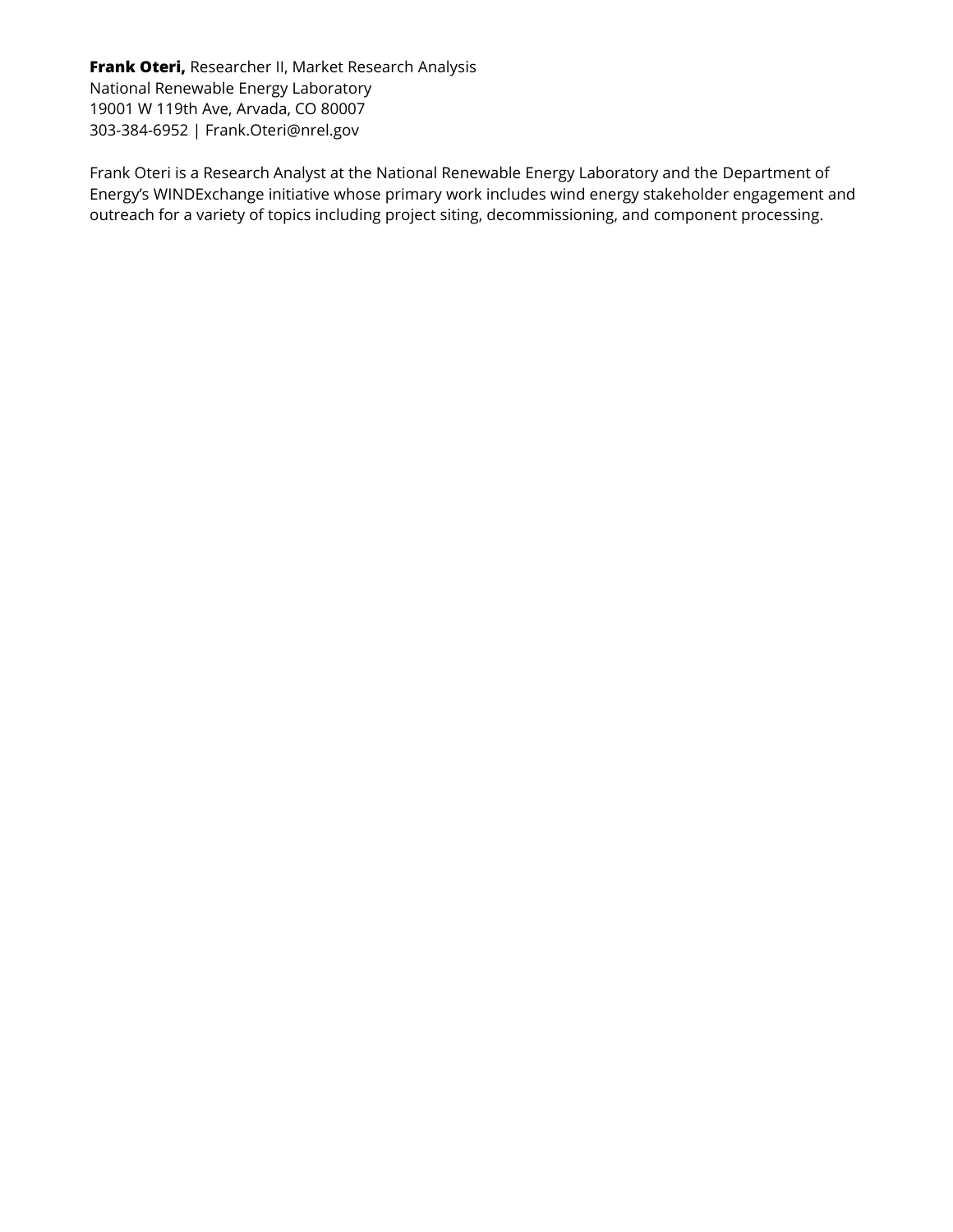**Frank Oteri,** Researcher II, Market Research Analysis
National Renewable Energy Laboratory
19001 W 119th Ave, Arvada, CO 80007
303-384-6952 | Frank.Oteri@nrel.gov

Frank Oteri is a Research Analyst at the National Renewable Energy Laboratory and the Department of Energy's WINDExchange initiative whose primary work includes wind energy stakeholder engagement and outreach for a variety of topics including project siting, decommissioning, and component processing.